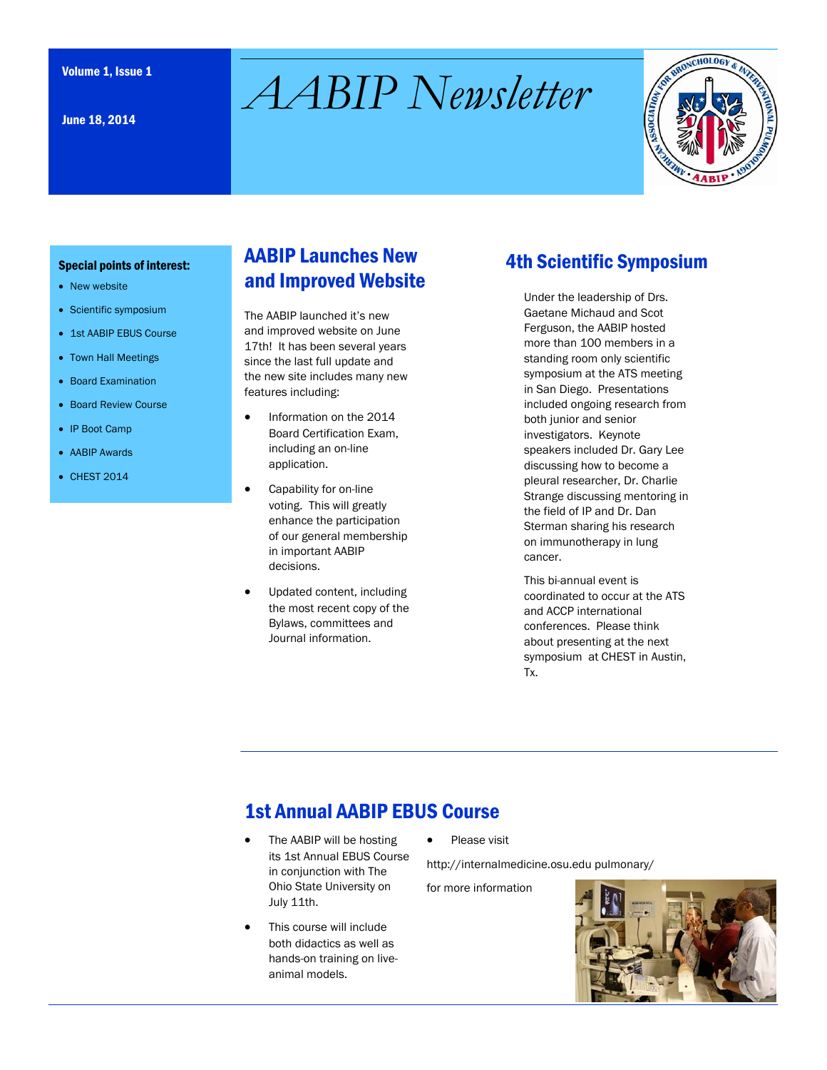Volume 1, Issue 1

June 18, 2014

# AABIP Newsletter

**Special points of interest:**

- New website
- Scientific symposium
- 1st AABIP EBUS Course
- Town Hall Meetings
- Board Examination
- Board Review Course
- IP Boot Camp
- AABIP Awards
- CHEST 2014

## AABIP Launches New and Improved Website

The AABIP launched it's new and improved website on June 17th! It has been several years since the last full update and the new site includes many new features including:

- Information on the 2014 Board Certification Exam, including an on-line application.
- Capability for on-line voting. This will greatly enhance the participation of our general membership in important AABIP decisions.
- Updated content, including the most recent copy of the Bylaws, committees and Journal information.

## 4th Scientific Symposium

Under the leadership of Drs. Gaetane Michaud and Scot Ferguson, the AABIP hosted more than 100 members in a standing room only scientific symposium at the ATS meeting in San Diego. Presentations included ongoing research from both junior and senior investigators. Keynote speakers included Dr. Gary Lee discussing how to become a pleural researcher, Dr. Charlie Strange discussing mentoring in the field of IP and Dr. Dan Sterman sharing his research on immunotherapy in lung cancer.

This bi-annual event is coordinated to occur at the ATS and ACCP international conferences. Please think about presenting at the next symposium at CHEST in Austin, Tx.

## 1st Annual AABIP EBUS Course

- The AABIP will be hosting its 1st Annual EBUS Course in conjunction with The Ohio State University on July 11th.
- This course will include both didactics as well as hands-on training on live-animal models.
- Please visit

http://internalmedicine.osu.edu pulmonary/

for more information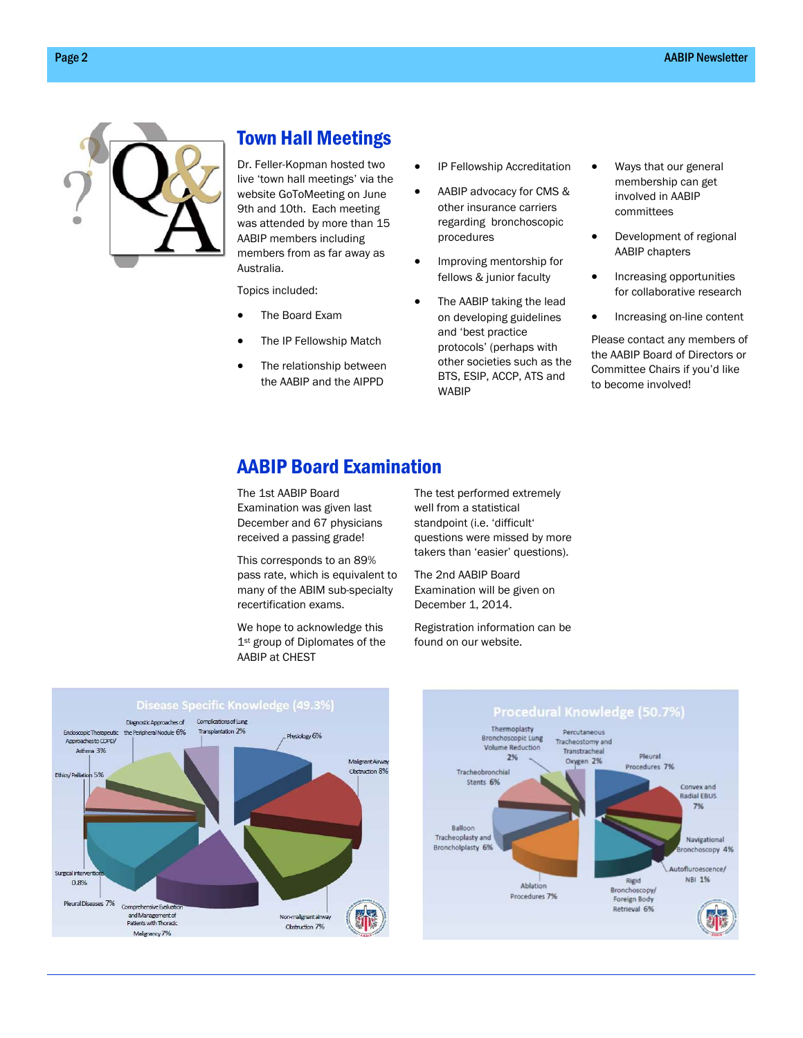## Town Hall Meetings

Dr. Feller-Kopman hosted two live 'town hall meetings' via the website GoToMeeting on June 9th and 10th. Each meeting was attended by more than 15 AABIP members including members from as far away as Australia.

Topics included:

- The Board Exam
- The IP Fellowship Match
- The relationship between the AABIP and the AIPPD
- IP Fellowship Accreditation
- AABIP advocacy for CMS & other insurance carriers regarding bronchoscopic procedures
- Improving mentorship for fellows & junior faculty
- The AABIP taking the lead on developing guidelines and 'best practice protocols' (perhaps with other societies such as the BTS, ESIP, ACCP, ATS and WABIP
- Ways that our general membership can get involved in AABIP committees
- Development of regional AABIP chapters
- Increasing opportunities for collaborative research
- Increasing on-line content

Please contact any members of the AABIP Board of Directors or Committee Chairs if you'd like to become involved!

## AABIP Board Examination

The 1st AABIP Board Examination was given last December and 67 physicians received a passing grade!

This corresponds to an 89% pass rate, which is equivalent to many of the ABIM sub-specialty recertification exams.

We hope to acknowledge this 1st group of Diplomates of the AABIP at CHEST

The test performed extremely well from a statistical standpoint (i.e. 'difficult' questions were missed by more takers than 'easier' questions).

The 2nd AABIP Board Examination will be given on December 1, 2014.

Registration information can be found on our website.

**Disease Specific Knowledge (49.3%)**

| Topic | % |
|---|---|
| Physiology | 6% |
| Malignant Airway Obstruction | 8% |
| Non-malignant airway Obstruction | 7% |
| Comprehensive Evaluation and Management of Patients with Thoracic Malignancy | 7% |
| Pleural Diseases | 7% |
| Surgical interventions | 0.8% |
| Ethics/ Palliation | 5% |
| Endoscopic Therapeutic Approaches to COPD/ Asthma | 3% |
| Diagnostic Approaches of the Peripheral Nodule | 6% |
| Complications of Lung Transplantation | 2% |

**Procedural Knowledge (50.7%)**

| Topic | % |
|---|---|
| Pleural Procedures | 7% |
| Convex and Radial EBUS | 7% |
| Navigational Bronchoscopy | 4% |
| Autofluroescence/ NBI | 1% |
| Rigid Bronchoscopy/ Foreign Body Retrieval | 6% |
| Ablation Procedures | 7% |
| Balloon Tracheoplasty and Broncholplasty | 6% |
| Tracheobronchial Stents | 6% |
| Thermoplasty Bronchoscopic Lung Volume Reduction | 2% |
| Percutaneous Tracheostomy and Transtracheal Oxygen | 2% |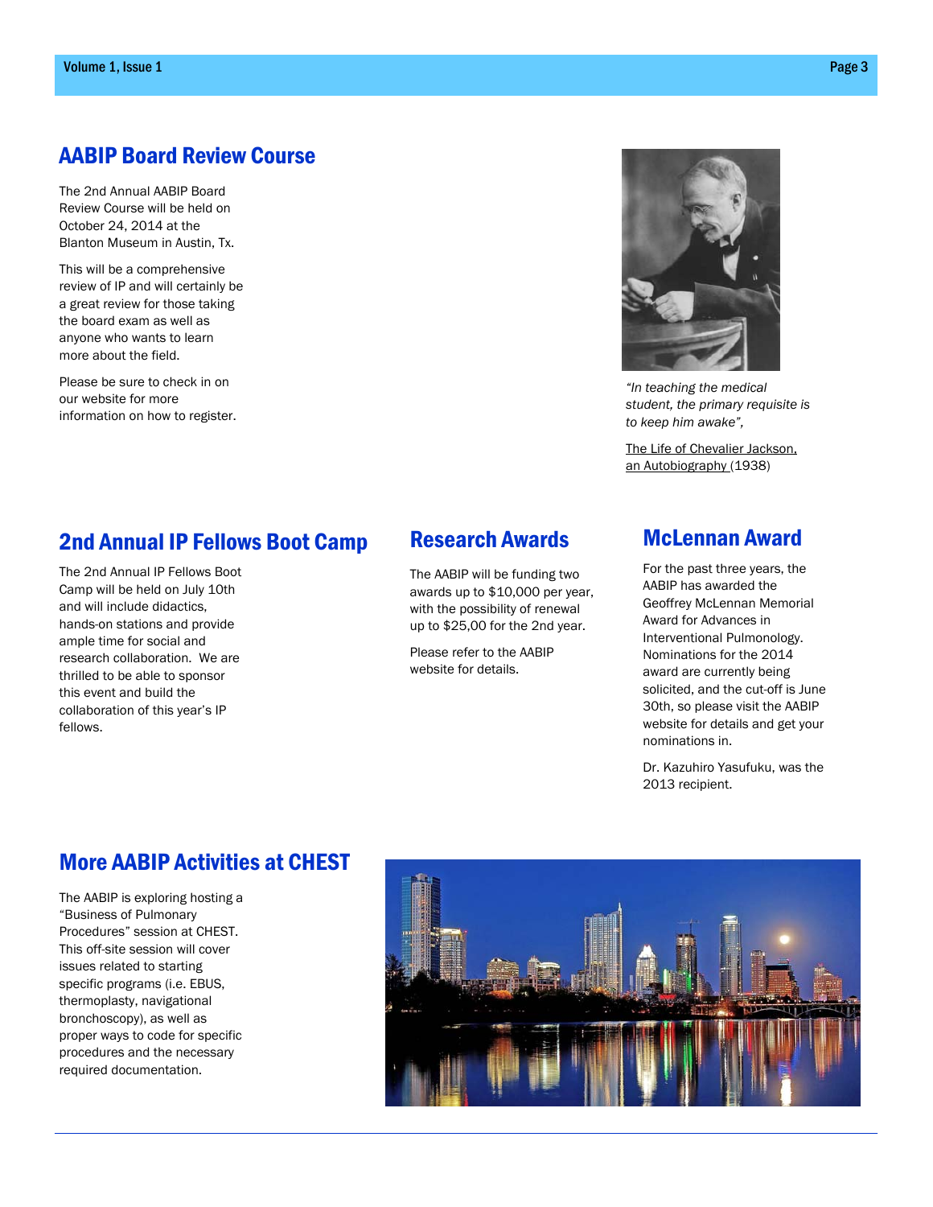## AABIP Board Review Course

The 2nd Annual AABIP Board Review Course will be held on October 24, 2014 at the Blanton Museum in Austin, Tx.

This will be a comprehensive review of IP and will certainly be a great review for those taking the board exam as well as anyone who wants to learn more about the field.

Please be sure to check in on our website for more information on how to register.

*"In teaching the medical student, the primary requisite is to keep him awake",*

The Life of Chevalier Jackson, an Autobiography (1938)

## 2nd Annual IP Fellows Boot Camp

The 2nd Annual IP Fellows Boot Camp will be held on July 10th and will include didactics, hands-on stations and provide ample time for social and research collaboration. We are thrilled to be able to sponsor this event and build the collaboration of this year's IP fellows.

## Research Awards

The AABIP will be funding two awards up to $10,000 per year, with the possibility of renewal up to $25,00 for the 2nd year.

Please refer to the AABIP website for details.

## McLennan Award

For the past three years, the AABIP has awarded the Geoffrey McLennan Memorial Award for Advances in Interventional Pulmonology. Nominations for the 2014 award are currently being solicited, and the cut-off is June 30th, so please visit the AABIP website for details and get your nominations in.

Dr. Kazuhiro Yasufuku, was the 2013 recipient.

## More AABIP Activities at CHEST

The AABIP is exploring hosting a "Business of Pulmonary Procedures" session at CHEST. This off-site session will cover issues related to starting specific programs (i.e. EBUS, thermoplasty, navigational bronchoscopy), as well as proper ways to code for specific procedures and the necessary required documentation.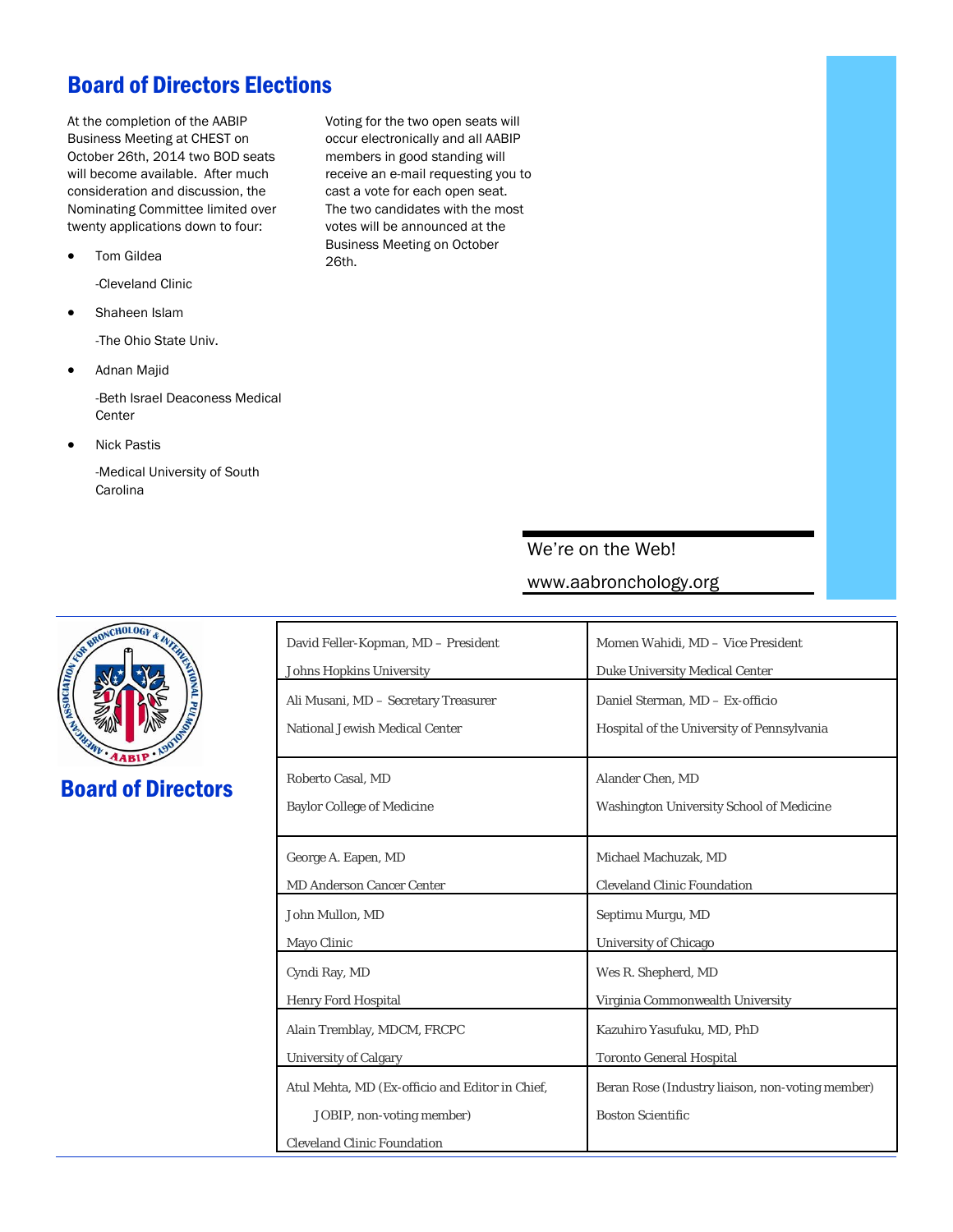## Board of Directors Elections

At the completion of the AABIP Business Meeting at CHEST on October 26th, 2014 two BOD seats will become available. After much consideration and discussion, the Nominating Committee limited over twenty applications down to four:

- Tom Gildea

  -Cleveland Clinic

- Shaheen Islam

  -The Ohio State Univ.

- Adnan Majid

  -Beth Israel Deaconess Medical Center

- Nick Pastis

  -Medical University of South Carolina

Voting for the two open seats will occur electronically and all AABIP members in good standing will receive an e-mail requesting you to cast a vote for each open seat. The two candidates with the most votes will be announced at the Business Meeting on October 26th.

We're on the Web!

www.aabronchology.org

## Board of Directors

| | |
|---|---|
| David Feller-Kopman, MD – President<br>Johns Hopkins University | Momen Wahidi, MD – Vice President<br>Duke University Medical Center |
| Ali Musani, MD – Secretary Treasurer<br>National Jewish Medical Center | Daniel Sterman, MD – Ex-officio<br>Hospital of the University of Pennsylvania |
| Roberto Casal, MD<br>Baylor College of Medicine | Alander Chen, MD<br>Washington University School of Medicine |
| George A. Eapen, MD<br>MD Anderson Cancer Center | Michael Machuzak, MD<br>Cleveland Clinic Foundation |
| John Mullon, MD<br>Mayo Clinic | Septimu Murgu, MD<br>University of Chicago |
| Cyndi Ray, MD<br>Henry Ford Hospital | Wes R. Shepherd, MD<br>Virginia Commonwealth University |
| Alain Tremblay, MDCM, FRCPC<br>University of Calgary | Kazuhiro Yasufuku, MD, PhD<br>Toronto General Hospital |
| Atul Mehta, MD (Ex-officio and Editor in Chief, JOBIP, non-voting member)<br>Cleveland Clinic Foundation | Beran Rose (Industry liaison, non-voting member)<br>Boston Scientific |